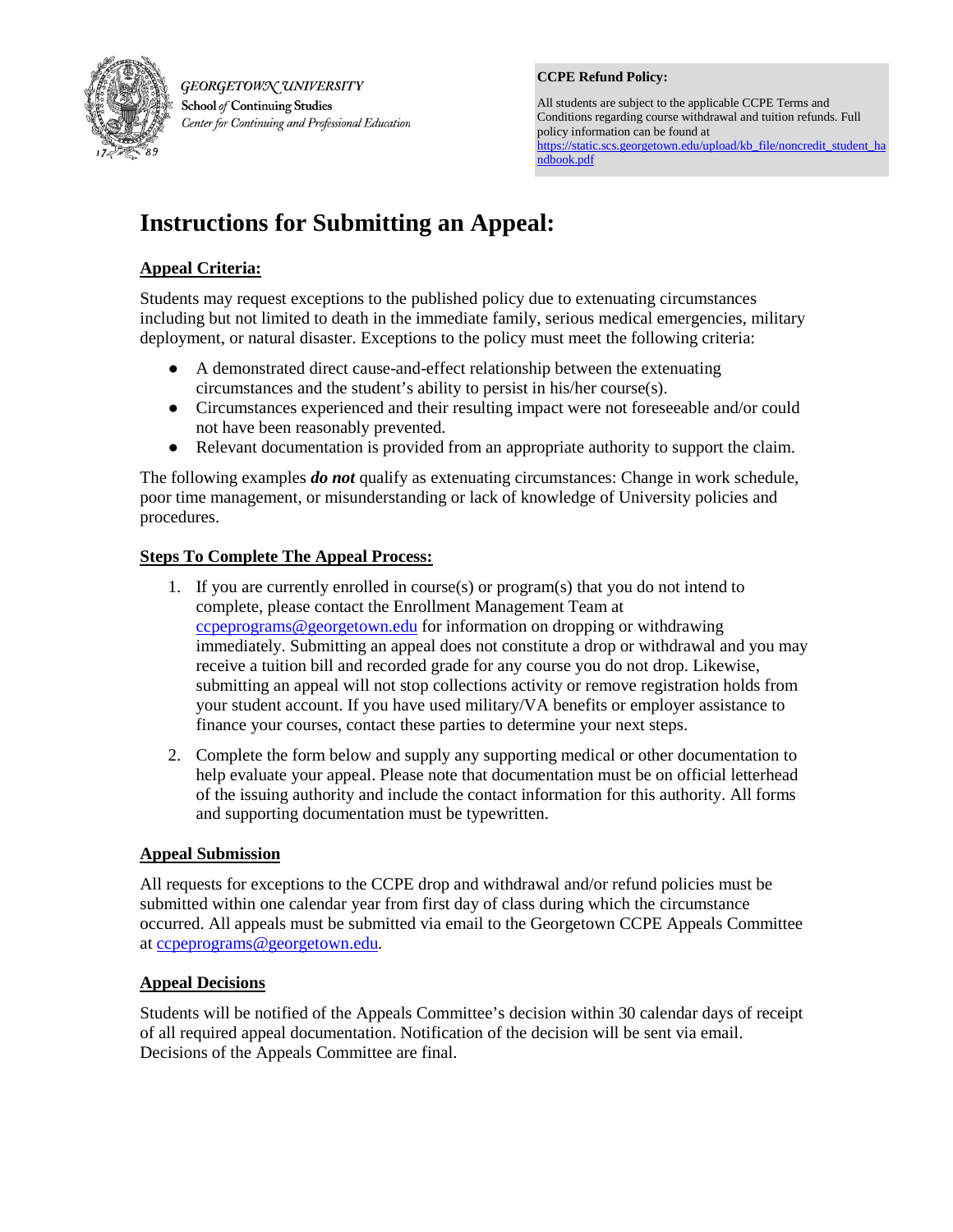GEORGETOWN UNIVERSITY
School of Continuing Studies
Center for Continuing and Professional Education

**CCPE Refund Policy:**

All students are subject to the applicable CCPE Terms and Conditions regarding course withdrawal and tuition refunds. Full policy information can be found at https://static.scs.georgetown.edu/upload/kb_file/noncredit_student_handbook.pdf

# Instructions for Submitting an Appeal:

## Appeal Criteria:

Students may request exceptions to the published policy due to extenuating circumstances including but not limited to death in the immediate family, serious medical emergencies, military deployment, or natural disaster. Exceptions to the policy must meet the following criteria:

- A demonstrated direct cause-and-effect relationship between the extenuating circumstances and the student's ability to persist in his/her course(s).
- Circumstances experienced and their resulting impact were not foreseeable and/or could not have been reasonably prevented.
- Relevant documentation is provided from an appropriate authority to support the claim.

The following examples ***do not*** qualify as extenuating circumstances: Change in work schedule, poor time management, or misunderstanding or lack of knowledge of University policies and procedures.

## Steps To Complete The Appeal Process:

1. If you are currently enrolled in course(s) or program(s) that you do not intend to complete, please contact the Enrollment Management Team at ccpeprograms@georgetown.edu for information on dropping or withdrawing immediately. Submitting an appeal does not constitute a drop or withdrawal and you may receive a tuition bill and recorded grade for any course you do not drop. Likewise, submitting an appeal will not stop collections activity or remove registration holds from your student account. If you have used military/VA benefits or employer assistance to finance your courses, contact these parties to determine your next steps.

2. Complete the form below and supply any supporting medical or other documentation to help evaluate your appeal. Please note that documentation must be on official letterhead of the issuing authority and include the contact information for this authority. All forms and supporting documentation must be typewritten.

## Appeal Submission

All requests for exceptions to the CCPE drop and withdrawal and/or refund policies must be submitted within one calendar year from first day of class during which the circumstance occurred. All appeals must be submitted via email to the Georgetown CCPE Appeals Committee at ccpeprograms@georgetown.edu.

## Appeal Decisions

Students will be notified of the Appeals Committee's decision within 30 calendar days of receipt of all required appeal documentation. Notification of the decision will be sent via email. Decisions of the Appeals Committee are final.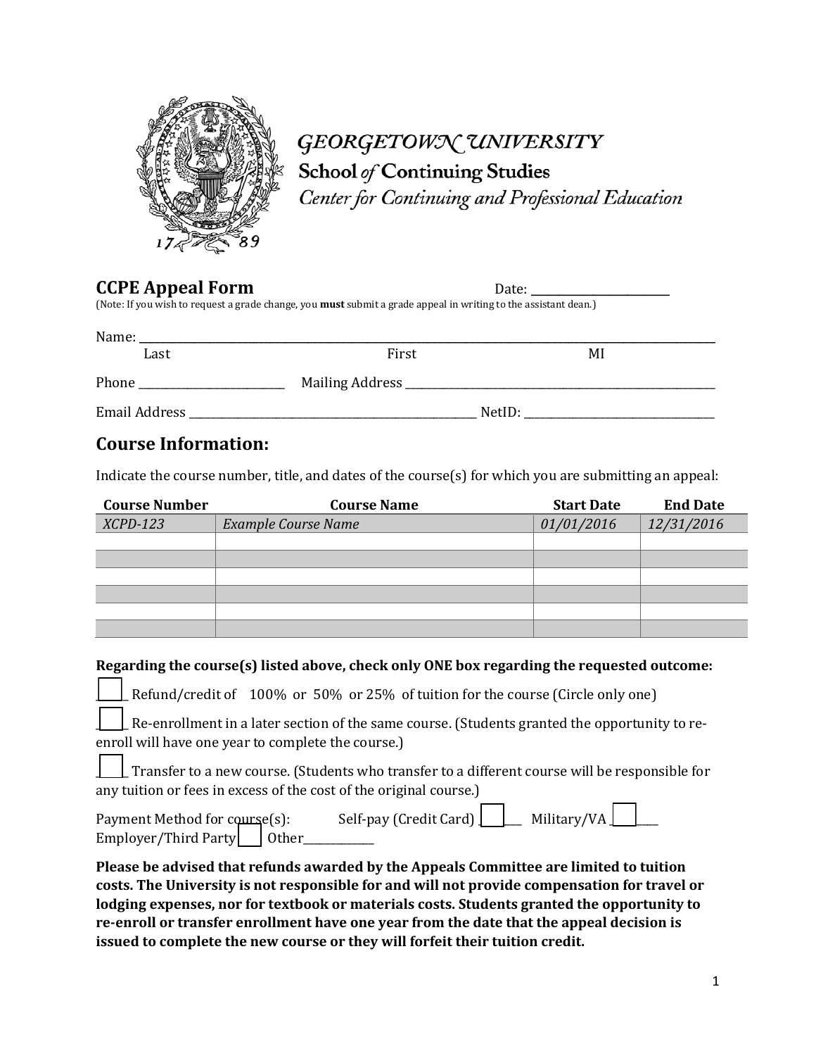GEORGETOWN UNIVERSITY

School of Continuing Studies

Center for Continuing and Professional Education

## CCPE Appeal Form

Date: ____________________

(Note: If you wish to request a grade change, you **must** submit a grade appeal in writing to the assistant dean.)

Name: ______________________________________________________________________

Last First MI

Phone ____________________ Mailing Address ____________________________________________

Email Address ______________________________________ NetID: __________________________

## Course Information:

Indicate the course number, title, and dates of the course(s) for which you are submitting an appeal:

| Course Number | Course Name | Start Date | End Date |
|---|---|---|---|
| *XCPD-123* | *Example Course Name* | *01/01/2016* | *12/31/2016* |
| | | | |
| | | | |
| | | | |
| | | | |
| | | | |
| | | | |

**Regarding the course(s) listed above, check only ONE box regarding the requested outcome:**

☐ Refund/credit of 100% or 50% or 25% of tuition for the course (Circle only one)

☐ Re-enrollment in a later section of the same course. (Students granted the opportunity to re-enroll will have one year to complete the course.)

☐ Transfer to a new course. (Students who transfer to a different course will be responsible for any tuition or fees in excess of the cost of the original course.)

Payment Method for course(s): Self-pay (Credit Card) ☐ Military/VA ☐ Employer/Third Party ☐ Other____________

**Please be advised that refunds awarded by the Appeals Committee are limited to tuition costs. The University is not responsible for and will not provide compensation for travel or lodging expenses, nor for textbook or materials costs. Students granted the opportunity to re-enroll or transfer enrollment have one year from the date that the appeal decision is issued to complete the new course or they will forfeit their tuition credit.**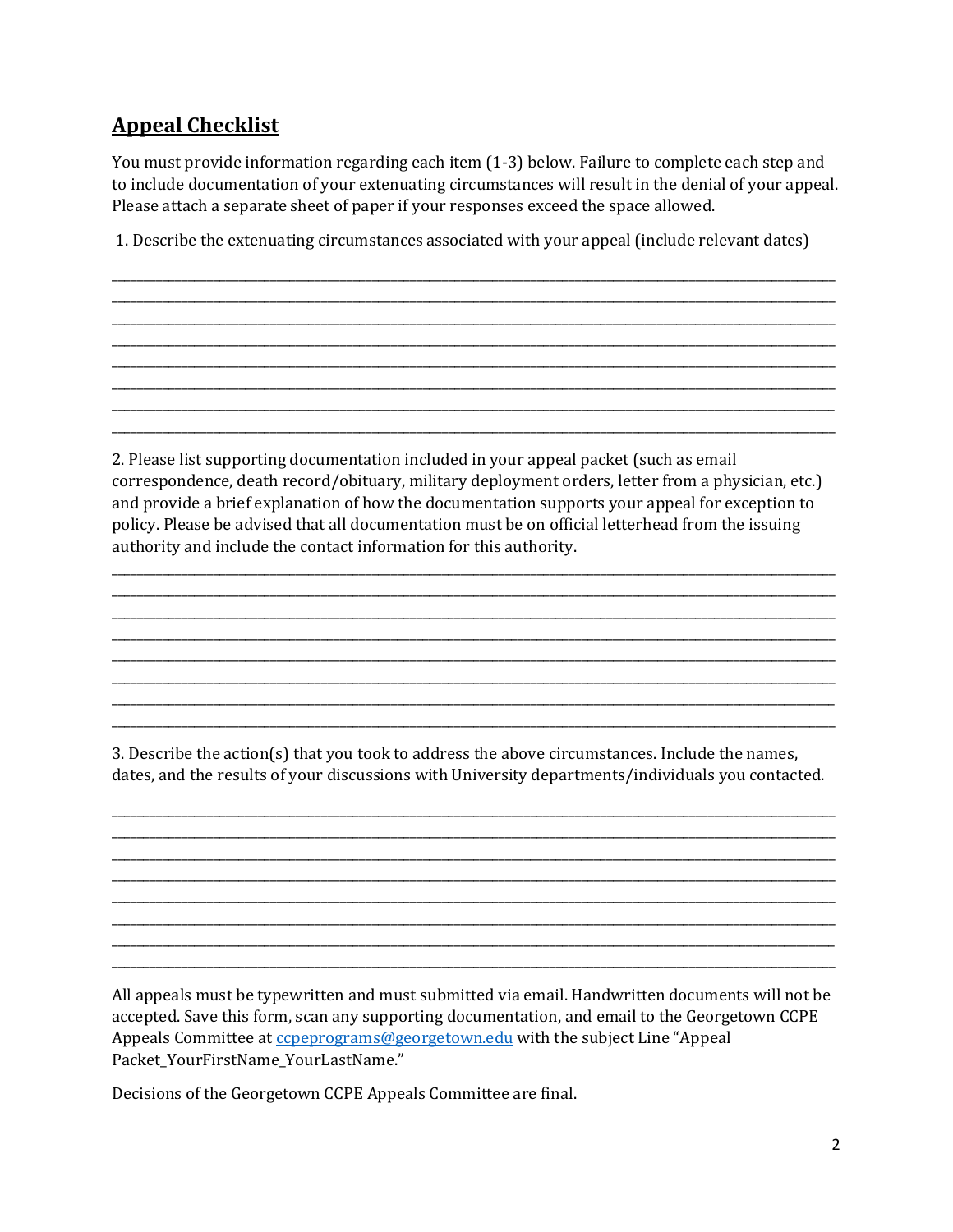## Appeal Checklist

You must provide information regarding each item (1-3) below. Failure to complete each step and to include documentation of your extenuating circumstances will result in the denial of your appeal. Please attach a separate sheet of paper if your responses exceed the space allowed.

1. Describe the extenuating circumstances associated with your appeal (include relevant dates)

____________________________________________________________________________________________
____________________________________________________________________________________________
____________________________________________________________________________________________
____________________________________________________________________________________________
____________________________________________________________________________________________
____________________________________________________________________________________________
____________________________________________________________________________________________
____________________________________________________________________________________________

2. Please list supporting documentation included in your appeal packet (such as email correspondence, death record/obituary, military deployment orders, letter from a physician, etc.) and provide a brief explanation of how the documentation supports your appeal for exception to policy. Please be advised that all documentation must be on official letterhead from the issuing authority and include the contact information for this authority.

____________________________________________________________________________________________
____________________________________________________________________________________________
____________________________________________________________________________________________
____________________________________________________________________________________________
____________________________________________________________________________________________
____________________________________________________________________________________________
____________________________________________________________________________________________
____________________________________________________________________________________________

3. Describe the action(s) that you took to address the above circumstances. Include the names, dates, and the results of your discussions with University departments/individuals you contacted.

____________________________________________________________________________________________
____________________________________________________________________________________________
____________________________________________________________________________________________
____________________________________________________________________________________________
____________________________________________________________________________________________
____________________________________________________________________________________________
____________________________________________________________________________________________
____________________________________________________________________________________________

All appeals must be typewritten and must submitted via email. Handwritten documents will not be accepted. Save this form, scan any supporting documentation, and email to the Georgetown CCPE Appeals Committee at ccpeprograms@georgetown.edu with the subject Line "Appeal Packet_YourFirstName_YourLastName."

Decisions of the Georgetown CCPE Appeals Committee are final.